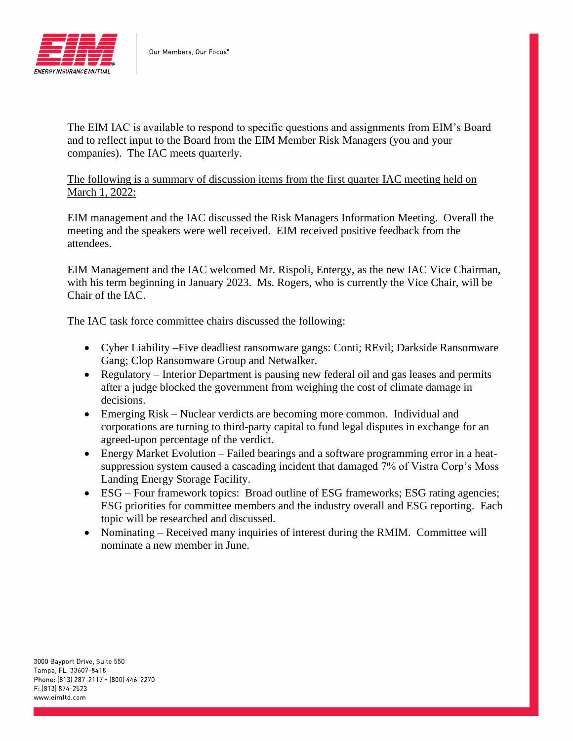The EIM IAC is available to respond to specific questions and assignments from EIM's Board and to reflect input to the Board from the EIM Member Risk Managers (you and your companies). The IAC meets quarterly.

<u>The following is a summary of discussion items from the first quarter IAC meeting held on March 1, 2022:</u>

EIM management and the IAC discussed the Risk Managers Information Meeting. Overall the meeting and the speakers were well received. EIM received positive feedback from the attendees.

EIM Management and the IAC welcomed Mr. Rispoli, Entergy, as the new IAC Vice Chairman, with his term beginning in January 2023. Ms. Rogers, who is currently the Vice Chair, will be Chair of the IAC.

The IAC task force committee chairs discussed the following:

- Cyber Liability –Five deadliest ransomware gangs: Conti; REvil; Darkside Ransomware Gang; Clop Ransomware Group and Netwalker.
- Regulatory – Interior Department is pausing new federal oil and gas leases and permits after a judge blocked the government from weighing the cost of climate damage in decisions.
- Emerging Risk – Nuclear verdicts are becoming more common. Individual and corporations are turning to third-party capital to fund legal disputes in exchange for an agreed-upon percentage of the verdict.
- Energy Market Evolution – Failed bearings and a software programming error in a heat-suppression system caused a cascading incident that damaged 7% of Vistra Corp's Moss Landing Energy Storage Facility.
- ESG – Four framework topics: Broad outline of ESG frameworks; ESG rating agencies; ESG priorities for committee members and the industry overall and ESG reporting. Each topic will be researched and discussed.
- Nominating – Received many inquiries of interest during the RMIM. Committee will nominate a new member in June.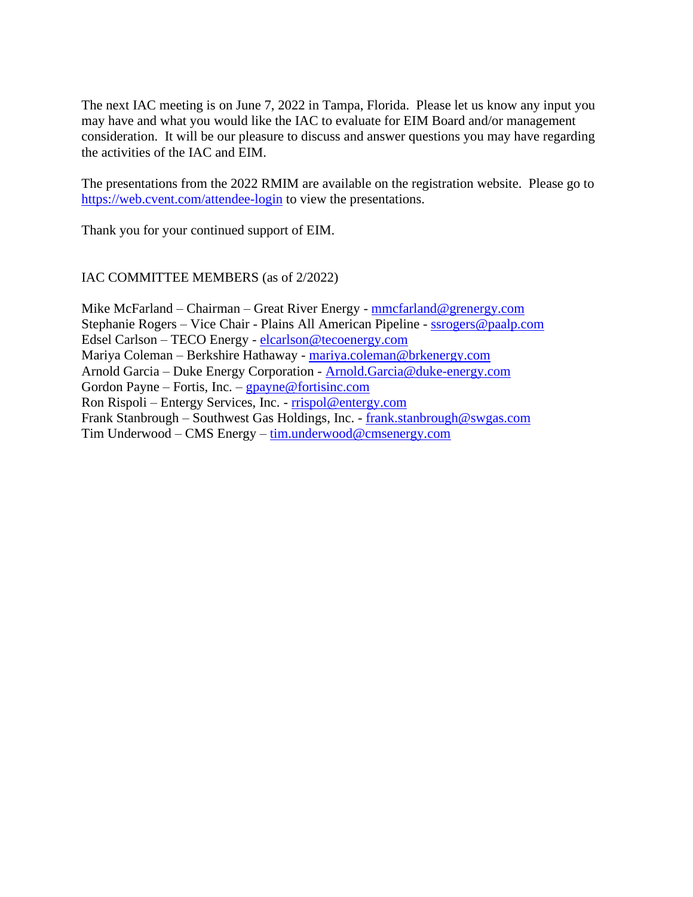The next IAC meeting is on June 7, 2022 in Tampa, Florida. Please let us know any input you may have and what you would like the IAC to evaluate for EIM Board and/or management consideration. It will be our pleasure to discuss and answer questions you may have regarding the activities of the IAC and EIM.

The presentations from the 2022 RMIM are available on the registration website. Please go to https://web.cvent.com/attendee-login to view the presentations.

Thank you for your continued support of EIM.

IAC COMMITTEE MEMBERS (as of 2/2022)

Mike McFarland – Chairman – Great River Energy - mmcfarland@grenergy.com
Stephanie Rogers – Vice Chair - Plains All American Pipeline - ssrogers@paalp.com
Edsel Carlson – TECO Energy - elcarlson@tecoenergy.com
Mariya Coleman – Berkshire Hathaway - mariya.coleman@brkenergy.com
Arnold Garcia – Duke Energy Corporation - Arnold.Garcia@duke-energy.com
Gordon Payne – Fortis, Inc. – gpayne@fortisinc.com
Ron Rispoli – Entergy Services, Inc. - rrispol@entergy.com
Frank Stanbrough – Southwest Gas Holdings, Inc. - frank.stanbrough@swgas.com
Tim Underwood – CMS Energy – tim.underwood@cmsenergy.com